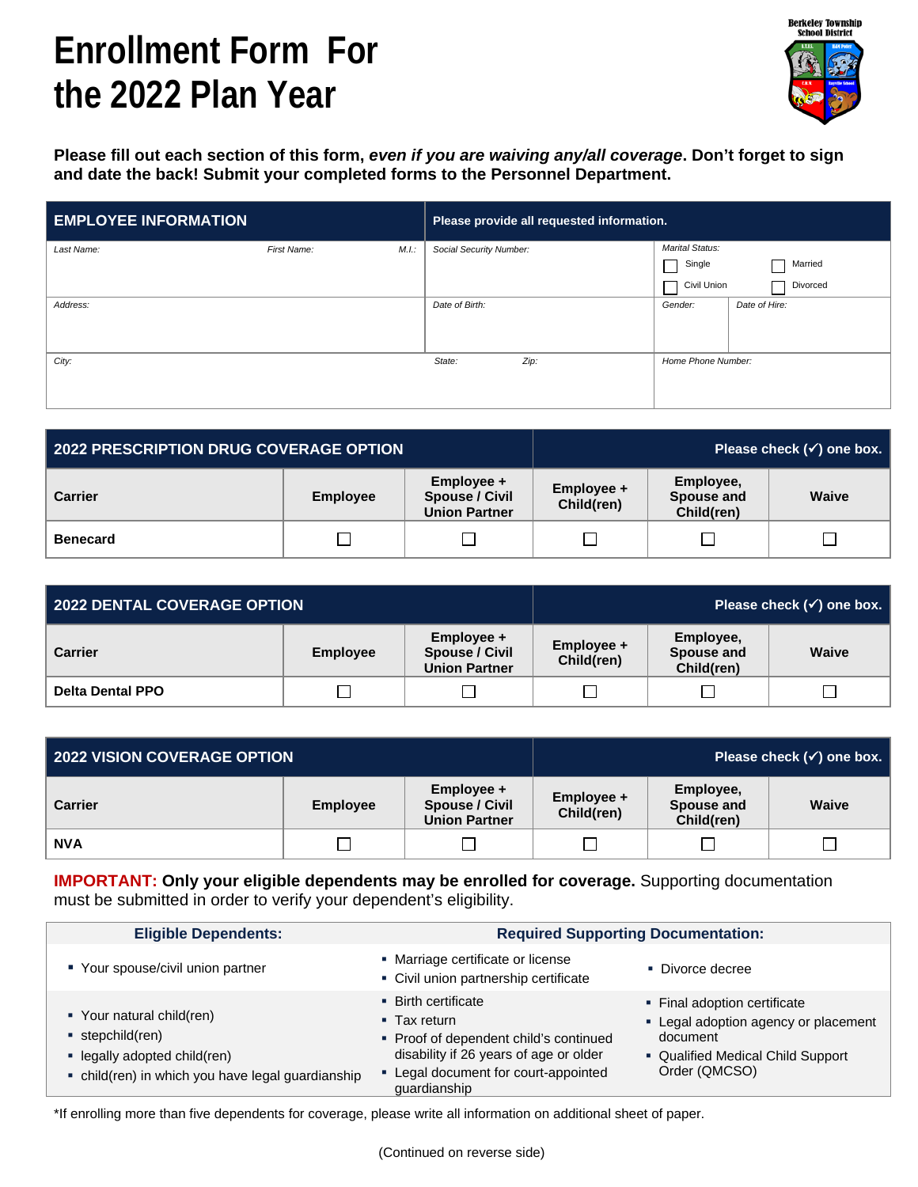# Enrollment Form For the 2022 Plan Year

Berkeley Township School District

**Please fill out each section of this form, *even if you are waiving any/all coverage*. Don't forget to sign and date the back! Submit your completed forms to the Personnel Department.**

| EMPLOYEE INFORMATION | | | Please provide all requested information. | | | | |
|---|---|---|---|---|---|---|---|
| *Last Name:* | *First Name:* | *M.I.:* | *Social Security Number:* | | *Marital Status:* ☐ Single ☐ Married ☐ Civil Union ☐ Divorced | | |
| *Address:* | | | *Date of Birth:* | | *Gender:* | *Date of Hire:* | |
| *City:* | | | *State:* | *Zip:* | *Home Phone Number:* | | |

| 2022 PRESCRIPTION DRUG COVERAGE OPTION | | | Please check (✓) one box. | | |
|---|---|---|---|---|---|
| **Carrier** | **Employee** | **Employee + Spouse / Civil Union Partner** | **Employee + Child(ren)** | **Employee, Spouse and Child(ren)** | **Waive** |
| **Benecard** | ☐ | ☐ | ☐ | ☐ | ☐ |

| 2022 DENTAL COVERAGE OPTION | | | Please check (✓) one box. | | |
|---|---|---|---|---|---|
| **Carrier** | **Employee** | **Employee + Spouse / Civil Union Partner** | **Employee + Child(ren)** | **Employee, Spouse and Child(ren)** | **Waive** |
| **Delta Dental PPO** | ☐ | ☐ | ☐ | ☐ | ☐ |

| 2022 VISION COVERAGE OPTION | | | Please check (✓) one box. | | |
|---|---|---|---|---|---|
| **Carrier** | **Employee** | **Employee + Spouse / Civil Union Partner** | **Employee + Child(ren)** | **Employee, Spouse and Child(ren)** | **Waive** |
| **NVA** | ☐ | ☐ | ☐ | ☐ | ☐ |

**IMPORTANT: Only your eligible dependents may be enrolled for coverage.** Supporting documentation must be submitted in order to verify your dependent's eligibility.

| Eligible Dependents: | Required Supporting Documentation: | |
|---|---|---|
| ▪ Your spouse/civil union partner | ▪ Marriage certificate or license<br>▪ Civil union partnership certificate | ▪ Divorce decree |
| ▪ Your natural child(ren)<br>▪ stepchild(ren)<br>▪ legally adopted child(ren)<br>▪ child(ren) in which you have legal guardianship | ▪ Birth certificate<br>▪ Tax return<br>▪ Proof of dependent child's continued disability if 26 years of age or older<br>▪ Legal document for court-appointed guardianship | ▪ Final adoption certificate<br>▪ Legal adoption agency or placement document<br>▪ Qualified Medical Child Support Order (QMCSO) |

*If enrolling more than five dependents for coverage, please write all information on additional sheet of paper.

(Continued on reverse side)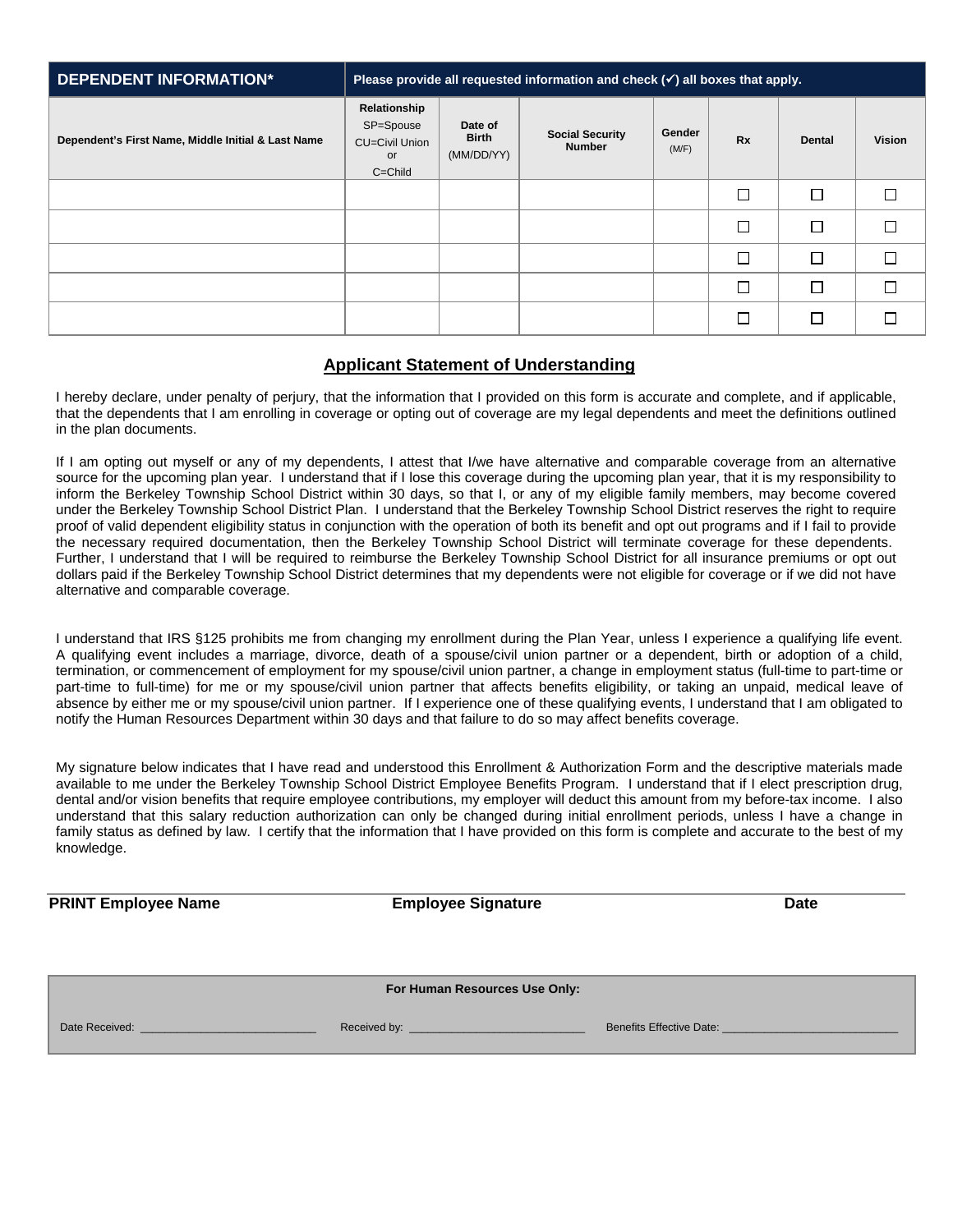| DEPENDENT INFORMATION* | Please provide all requested information and check (✓) all boxes that apply. | | | | | | |
|---|---|---|---|---|---|---|---|
| Dependent's First Name, Middle Initial & Last Name | Relationship SP=Spouse CU=Civil Union or C=Child | Date of Birth (MM/DD/YY) | Social Security Number | Gender (M/F) | Rx | Dental | Vision |
| | | | | | ☐ | ☐ | ☐ |
| | | | | | ☐ | ☐ | ☐ |
| | | | | | ☐ | ☐ | ☐ |
| | | | | | ☐ | ☐ | ☐ |
| | | | | | ☐ | ☐ | ☐ |

## Applicant Statement of Understanding

I hereby declare, under penalty of perjury, that the information that I provided on this form is accurate and complete, and if applicable, that the dependents that I am enrolling in coverage or opting out of coverage are my legal dependents and meet the definitions outlined in the plan documents.

If I am opting out myself or any of my dependents, I attest that I/we have alternative and comparable coverage from an alternative source for the upcoming plan year. I understand that if I lose this coverage during the upcoming plan year, that it is my responsibility to inform the Berkeley Township School District within 30 days, so that I, or any of my eligible family members, may become covered under the Berkeley Township School District Plan. I understand that the Berkeley Township School District reserves the right to require proof of valid dependent eligibility status in conjunction with the operation of both its benefit and opt out programs and if I fail to provide the necessary required documentation, then the Berkeley Township School District will terminate coverage for these dependents. Further, I understand that I will be required to reimburse the Berkeley Township School District for all insurance premiums or opt out dollars paid if the Berkeley Township School District determines that my dependents were not eligible for coverage or if we did not have alternative and comparable coverage.

I understand that IRS §125 prohibits me from changing my enrollment during the Plan Year, unless I experience a qualifying life event. A qualifying event includes a marriage, divorce, death of a spouse/civil union partner or a dependent, birth or adoption of a child, termination, or commencement of employment for my spouse/civil union partner, a change in employment status (full-time to part-time or part-time to full-time) for me or my spouse/civil union partner that affects benefits eligibility, or taking an unpaid, medical leave of absence by either me or my spouse/civil union partner. If I experience one of these qualifying events, I understand that I am obligated to notify the Human Resources Department within 30 days and that failure to do so may affect benefits coverage.

My signature below indicates that I have read and understood this Enrollment & Authorization Form and the descriptive materials made available to me under the Berkeley Township School District Employee Benefits Program. I understand that if I elect prescription drug, dental and/or vision benefits that require employee contributions, my employer will deduct this amount from my before-tax income. I also understand that this salary reduction authorization can only be changed during initial enrollment periods, unless I have a change in family status as defined by law. I certify that the information that I have provided on this form is complete and accurate to the best of my knowledge.

**PRINT Employee Name** **Employee Signature** **Date**

**For Human Resources Use Only:**

Date Received: ____________________________ Received by: ____________________________ Benefits Effective Date: ____________________________